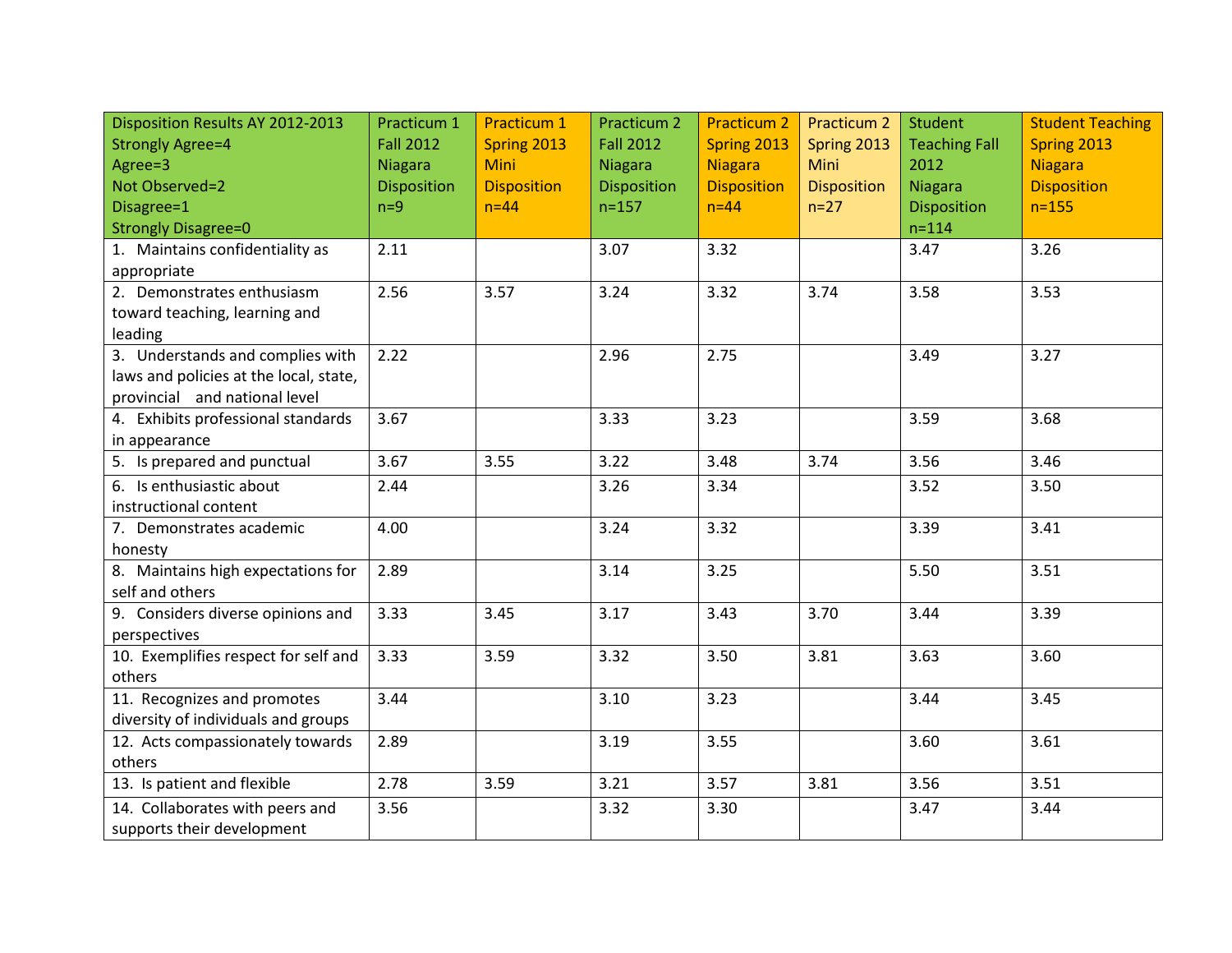| Disposition Results AY 2012-2013<br>Strongly Agree=4<br>Agree=3<br>Not Observed=2<br>Disagree=1<br>Strongly Disagree=0 | Practicum 1 Fall 2012 Niagara Disposition n=9 | Practicum 1 Spring 2013 Mini Disposition n=44 | Practicum 2 Fall 2012 Niagara Disposition n=157 | Practicum 2 Spring 2013 Niagara Disposition n=44 | Practicum 2 Spring 2013 Mini Disposition n=27 | Student Teaching Fall 2012 Niagara Disposition n=114 | Student Teaching Spring 2013 Niagara Disposition n=155 |
|---|---|---|---|---|---|---|---|
| 1. Maintains confidentiality as appropriate | 2.11 | | 3.07 | 3.32 | | 3.47 | 3.26 |
| 2. Demonstrates enthusiasm toward teaching, learning and leading | 2.56 | 3.57 | 3.24 | 3.32 | 3.74 | 3.58 | 3.53 |
| 3. Understands and complies with laws and policies at the local, state, provincial and national level | 2.22 | | 2.96 | 2.75 | | 3.49 | 3.27 |
| 4. Exhibits professional standards in appearance | 3.67 | | 3.33 | 3.23 | | 3.59 | 3.68 |
| 5. Is prepared and punctual | 3.67 | 3.55 | 3.22 | 3.48 | 3.74 | 3.56 | 3.46 |
| 6. Is enthusiastic about instructional content | 2.44 | | 3.26 | 3.34 | | 3.52 | 3.50 |
| 7. Demonstrates academic honesty | 4.00 | | 3.24 | 3.32 | | 3.39 | 3.41 |
| 8. Maintains high expectations for self and others | 2.89 | | 3.14 | 3.25 | | 5.50 | 3.51 |
| 9. Considers diverse opinions and perspectives | 3.33 | 3.45 | 3.17 | 3.43 | 3.70 | 3.44 | 3.39 |
| 10. Exemplifies respect for self and others | 3.33 | 3.59 | 3.32 | 3.50 | 3.81 | 3.63 | 3.60 |
| 11. Recognizes and promotes diversity of individuals and groups | 3.44 | | 3.10 | 3.23 | | 3.44 | 3.45 |
| 12. Acts compassionately towards others | 2.89 | | 3.19 | 3.55 | | 3.60 | 3.61 |
| 13. Is patient and flexible | 2.78 | 3.59 | 3.21 | 3.57 | 3.81 | 3.56 | 3.51 |
| 14. Collaborates with peers and supports their development | 3.56 | | 3.32 | 3.30 | | 3.47 | 3.44 |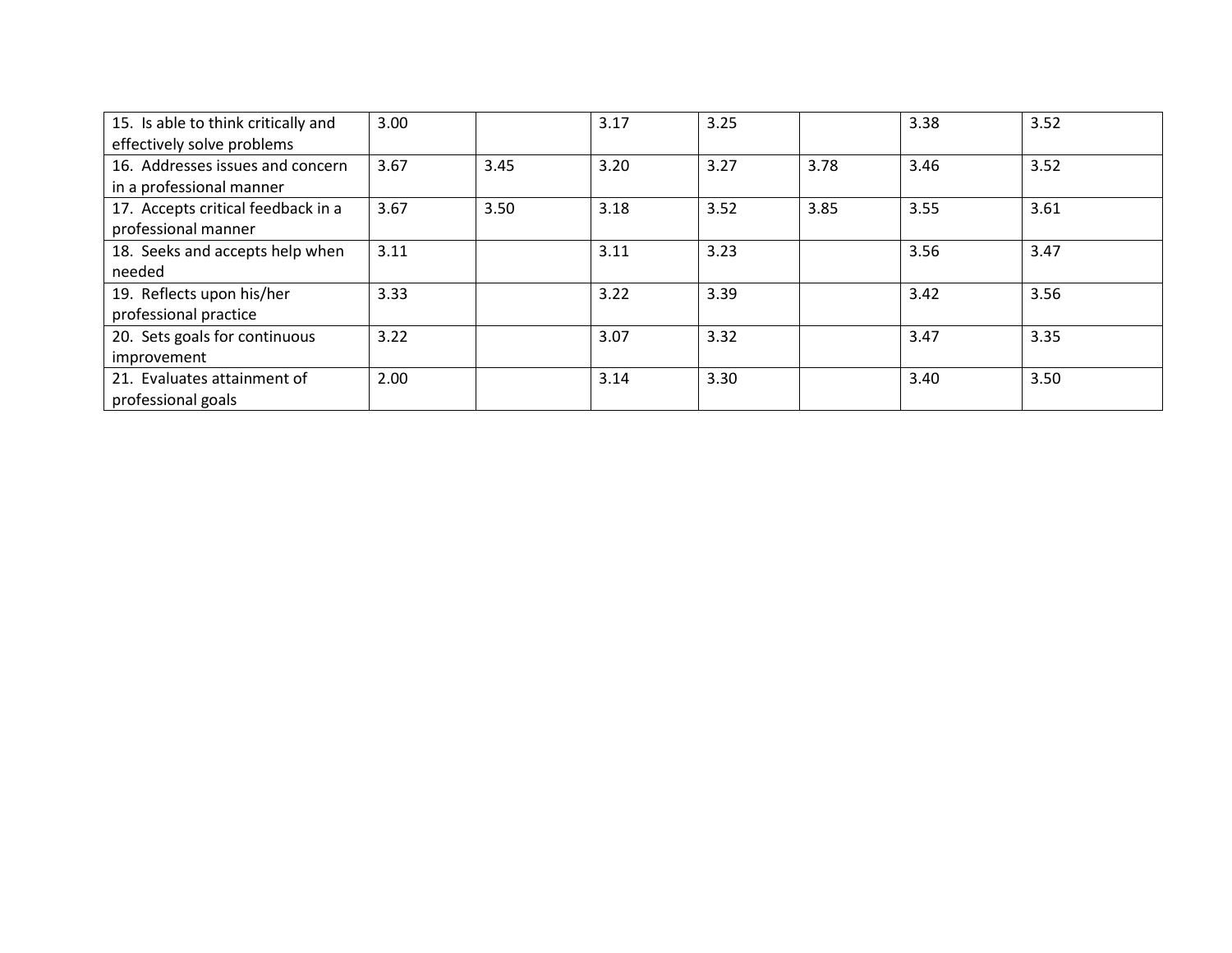| | | | | | | | |
|---|---|---|---|---|---|---|---|
| 15. Is able to think critically and effectively solve problems | 3.00 | | 3.17 | 3.25 | | 3.38 | 3.52 |
| 16. Addresses issues and concern in a professional manner | 3.67 | 3.45 | 3.20 | 3.27 | 3.78 | 3.46 | 3.52 |
| 17. Accepts critical feedback in a professional manner | 3.67 | 3.50 | 3.18 | 3.52 | 3.85 | 3.55 | 3.61 |
| 18. Seeks and accepts help when needed | 3.11 | | 3.11 | 3.23 | | 3.56 | 3.47 |
| 19. Reflects upon his/her professional practice | 3.33 | | 3.22 | 3.39 | | 3.42 | 3.56 |
| 20. Sets goals for continuous improvement | 3.22 | | 3.07 | 3.32 | | 3.47 | 3.35 |
| 21. Evaluates attainment of professional goals | 2.00 | | 3.14 | 3.30 | | 3.40 | 3.50 |